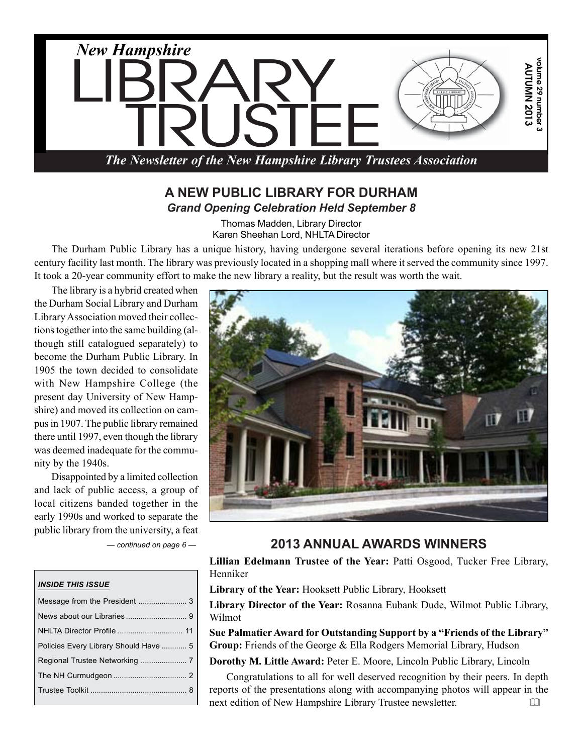# New Hampshire LIBRARY TRUSTEE

*The Newsletter of the New Hampshire Library Trustees Association*

volume 29 number 3
AUTUMN 2013

## A NEW PUBLIC LIBRARY FOR DURHAM

***Grand Opening Celebration Held September 8***

Thomas Madden, Library Director
Karen Sheehan Lord, NHLTA Director

The Durham Public Library has a unique history, having undergone several iterations before opening its new 21st century facility last month. The library was previously located in a shopping mall where it served the community since 1997. It took a 20-year community effort to make the new library a reality, but the result was worth the wait.

The library is a hybrid created when the Durham Social Library and Durham Library Association moved their collections together into the same building (although still catalogued separately) to become the Durham Public Library. In 1905 the town decided to consolidate with New Hampshire College (the present day University of New Hampshire) and moved its collection on campus in 1907. The public library remained there until 1997, even though the library was deemed inadequate for the community by the 1940s.

Disappointed by a limited collection and lack of public access, a group of local citizens banded together in the early 1990s and worked to separate the public library from the university, a feat

*— continued on page 6 —*

## 2013 ANNUAL AWARDS WINNERS

**Lillian Edelmann Trustee of the Year:** Patti Osgood, Tucker Free Library, Henniker

**Library of the Year:** Hooksett Public Library, Hooksett

**Library Director of the Year:** Rosanna Eubank Dude, Wilmot Public Library, Wilmot

**Sue Palmatier Award for Outstanding Support by a "Friends of the Library" Group:** Friends of the George & Ella Rodgers Memorial Library, Hudson

**Dorothy M. Little Award:** Peter E. Moore, Lincoln Public Library, Lincoln

Congratulations to all for well deserved recognition by their peers. In depth reports of the presentations along with accompanying photos will appear in the next edition of New Hampshire Library Trustee newsletter.

### *INSIDE THIS ISSUE*

| | |
|---|---|
| Message from the President | 3 |
| News about our Libraries | 9 |
| NHLTA Director Profile | 11 |
| Policies Every Library Should Have | 5 |
| Regional Trustee Networking | 7 |
| The NH Curmudgeon | 2 |
| Trustee Toolkit | 8 |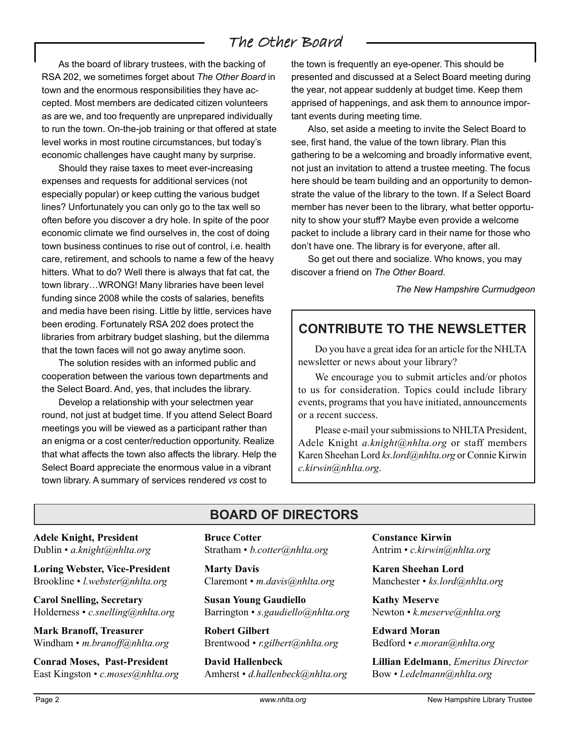## The Other Board

As the board of library trustees, with the backing of RSA 202, we sometimes forget about *The Other Board* in town and the enormous responsibilities they have accepted. Most members are dedicated citizen volunteers as are we, and too frequently are unprepared individually to run the town. On-the-job training or that offered at state level works in most routine circumstances, but today's economic challenges have caught many by surprise.

Should they raise taxes to meet ever-increasing expenses and requests for additional services (not especially popular) or keep cutting the various budget lines? Unfortunately you can only go to the tax well so often before you discover a dry hole. In spite of the poor economic climate we find ourselves in, the cost of doing town business continues to rise out of control, i.e. health care, retirement, and schools to name a few of the heavy hitters. What to do? Well there is always that fat cat, the town library…WRONG! Many libraries have been level funding since 2008 while the costs of salaries, benefits and media have been rising. Little by little, services have been eroding. Fortunately RSA 202 does protect the libraries from arbitrary budget slashing, but the dilemma that the town faces will not go away anytime soon.

The solution resides with an informed public and cooperation between the various town departments and the Select Board. And, yes, that includes the library.

Develop a relationship with your selectmen year round, not just at budget time. If you attend Select Board meetings you will be viewed as a participant rather than an enigma or a cost center/reduction opportunity. Realize that what affects the town also affects the library. Help the Select Board appreciate the enormous value in a vibrant town library. A summary of services rendered *vs* cost to the town is frequently an eye-opener. This should be presented and discussed at a Select Board meeting during the year, not appear suddenly at budget time. Keep them apprised of happenings, and ask them to announce important events during meeting time.

Also, set aside a meeting to invite the Select Board to see, first hand, the value of the town library. Plan this gathering to be a welcoming and broadly informative event, not just an invitation to attend a trustee meeting. The focus here should be team building and an opportunity to demonstrate the value of the library to the town. If a Select Board member has never been to the library, what better opportunity to show your stuff? Maybe even provide a welcome packet to include a library card in their name for those who don't have one. The library is for everyone, after all.

So get out there and socialize. Who knows, you may discover a friend on *The Other Board*.

*The New Hampshire Curmudgeon*

## CONTRIBUTE TO THE NEWSLETTER

Do you have a great idea for an article for the NHLTA newsletter or news about your library?

We encourage you to submit articles and/or photos to us for consideration. Topics could include library events, programs that you have initiated, announcements or a recent success.

Please e-mail your submissions to NHLTA President, Adele Knight *a.knight@nhlta.org* or staff members Karen Sheehan Lord *ks.lord@nhlta.org* or Connie Kirwin *c.kirwin@nhlta.org*.

## BOARD OF DIRECTORS

**Adele Knight, President**
Dublin • *a.knight@nhlta.org*

**Loring Webster, Vice-President**
Brookline • *l.webster@nhlta.org*

**Carol Snelling, Secretary**
Holderness • *c.snelling@nhlta.org*

**Mark Branoff, Treasurer**
Windham • *m.branoff@nhlta.org*

**Conrad Moses, Past-President**
East Kingston • *c.moses@nhlta.org*

**Bruce Cotter**
Stratham • *b.cotter@nhlta.org*

**Marty Davis**
Claremont • *m.davis@nhlta.org*

**Susan Young Gaudiello**
Barrington • *s.gaudiello@nhlta.org*

**Robert Gilbert**
Brentwood • *r.gilbert@nhlta.org*

**David Hallenbeck**
Amherst • *d.hallenbeck@nhlta.org*

**Constance Kirwin**
Antrim • *c.kirwin@nhlta.org*

**Karen Sheehan Lord**
Manchester • *ks.lord@nhlta.org*

**Kathy Meserve**
Newton • *k.meserve@nhlta.org*

**Edward Moran**
Bedford • *e.moran@nhlta.org*

**Lillian Edelmann**, *Emeritus Director*
Bow • *l.edelmann@nhlta.org*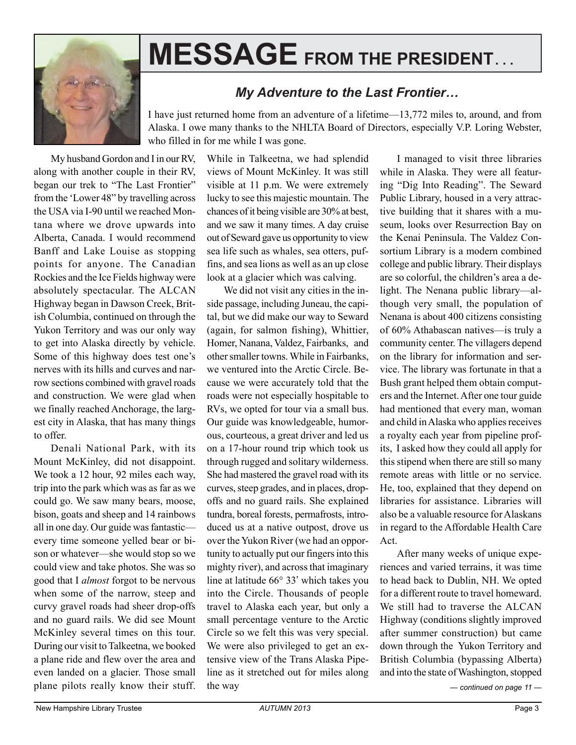# MESSAGE FROM THE PRESIDENT…

## *My Adventure to the Last Frontier…*

I have just returned home from an adventure of a lifetime—13,772 miles to, around, and from Alaska. I owe many thanks to the NHLTA Board of Directors, especially V.P. Loring Webster, who filled in for me while I was gone.

My husband Gordon and I in our RV, along with another couple in their RV, began our trek to "The Last Frontier" from the 'Lower 48" by travelling across the USA via I-90 until we reached Montana where we drove upwards into Alberta, Canada. I would recommend Banff and Lake Louise as stopping points for anyone. The Canadian Rockies and the Ice Fields highway were absolutely spectacular. The ALCAN Highway began in Dawson Creek, British Columbia, continued on through the Yukon Territory and was our only way to get into Alaska directly by vehicle. Some of this highway does test one's nerves with its hills and curves and narrow sections combined with gravel roads and construction. We were glad when we finally reached Anchorage, the largest city in Alaska, that has many things to offer.

Denali National Park, with its Mount McKinley, did not disappoint. We took a 12 hour, 92 miles each way, trip into the park which was as far as we could go. We saw many bears, moose, bison, goats and sheep and 14 rainbows all in one day. Our guide was fantastic—every time someone yelled bear or bison or whatever—she would stop so we could view and take photos. She was so good that I *almost* forgot to be nervous when some of the narrow, steep and curvy gravel roads had sheer drop-offs and no guard rails. We did see Mount McKinley several times on this tour. During our visit to Talkeetna, we booked a plane ride and flew over the area and even landed on a glacier. Those small plane pilots really know their stuff. While in Talkeetna, we had splendid views of Mount McKinley. It was still visible at 11 p.m. We were extremely lucky to see this majestic mountain. The chances of it being visible are 30% at best, and we saw it many times. A day cruise out of Seward gave us opportunity to view sea life such as whales, sea otters, puffins, and sea lions as well as an up close look at a glacier which was calving.

We did not visit any cities in the inside passage, including Juneau, the capital, but we did make our way to Seward (again, for salmon fishing), Whittier, Homer, Nanana, Valdez, Fairbanks, and other smaller towns. While in Fairbanks, we ventured into the Arctic Circle. Because we were accurately told that the roads were not especially hospitable to RVs, we opted for tour via a small bus. Our guide was knowledgeable, humorous, courteous, a great driver and led us on a 17-hour round trip which took us through rugged and solitary wilderness. She had mastered the gravel road with its curves, steep grades, and in places, drop-offs and no guard rails. She explained tundra, boreal forests, permafrosts, introduced us at a native outpost, drove us over the Yukon River (we had an opportunity to actually put our fingers into this mighty river), and across that imaginary line at latitude 66° 33' which takes you into the Circle. Thousands of people travel to Alaska each year, but only a small percentage venture to the Arctic Circle so we felt this was very special. We were also privileged to get an extensive view of the Trans Alaska Pipeline as it stretched out for miles along the way

I managed to visit three libraries while in Alaska. They were all featuring "Dig Into Reading". The Seward Public Library, housed in a very attractive building that it shares with a museum, looks over Resurrection Bay on the Kenai Peninsula. The Valdez Consortium Library is a modern combined college and public library. Their displays are so colorful, the children's area a delight. The Nenana public library—although very small, the population of Nenana is about 400 citizens consisting of 60% Athabascan natives—is truly a community center. The villagers depend on the library for information and service. The library was fortunate in that a Bush grant helped them obtain computers and the Internet. After one tour guide had mentioned that every man, woman and child in Alaska who applies receives a royalty each year from pipeline profits, I asked how they could all apply for this stipend when there are still so many remote areas with little or no service. He, too, explained that they depend on libraries for assistance. Libraries will also be a valuable resource for Alaskans in regard to the Affordable Health Care Act.

After many weeks of unique experiences and varied terrains, it was time to head back to Dublin, NH. We opted for a different route to travel homeward. We still had to traverse the ALCAN Highway (conditions slightly improved after summer construction) but came down through the Yukon Territory and British Columbia (bypassing Alberta) and into the state of Washington, stopped

*— continued on page 11 —*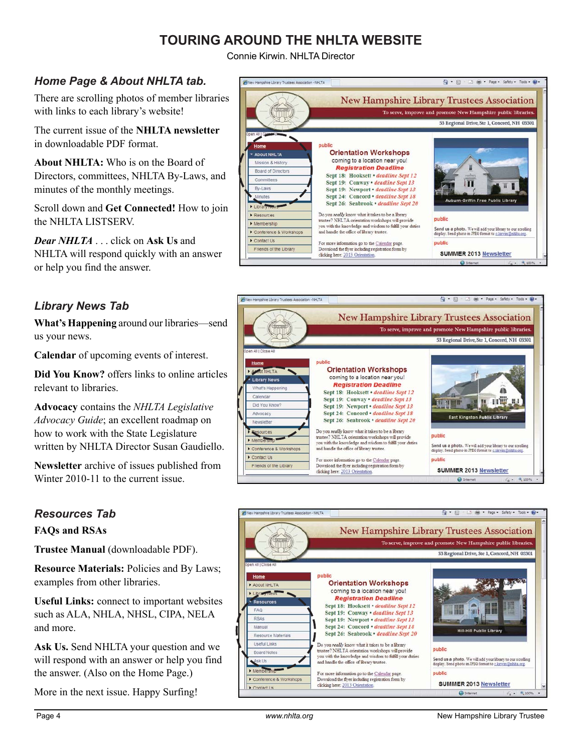# TOURING AROUND THE NHLTA WEBSITE

Connie Kirwin. NHLTA Director

### *Home Page & About NHLTA tab.*

There are scrolling photos of member libraries with links to each library's website!

The current issue of the **NHLTA newsletter** in downloadable PDF format.

**About NHLTA:** Who is on the Board of Directors, committees, NHLTA By-Laws, and minutes of the monthly meetings.

Scroll down and **Get Connected!** How to join the NHLTA LISTSERV.

***Dear NHLTA*** . . . click on **Ask Us** and NHLTA will respond quickly with an answer or help you find the answer.

### *Library News Tab*

**What's Happening** around our libraries—send us your news.

**Calendar** of upcoming events of interest.

**Did You Know?** offers links to online articles relevant to libraries.

**Advocacy** contains the *NHLTA Legislative Advocacy Guide*; an excellent roadmap on how to work with the State Legislature written by NHLTA Director Susan Gaudiello.

**Newsletter** archive of issues published from Winter 2010-11 to the current issue.

### *Resources Tab*

**FAQs and RSAs**

**Trustee Manual** (downloadable PDF).

**Resource Materials:** Policies and By Laws; examples from other libraries.

**Useful Links:** connect to important websites such as ALA, NHLA, NHSL, CIPA, NELA and more.

**Ask Us.** Send NHLTA your question and we will respond with an answer or help you find the answer. (Also on the Home Page.)

More in the next issue. Happy Surfing!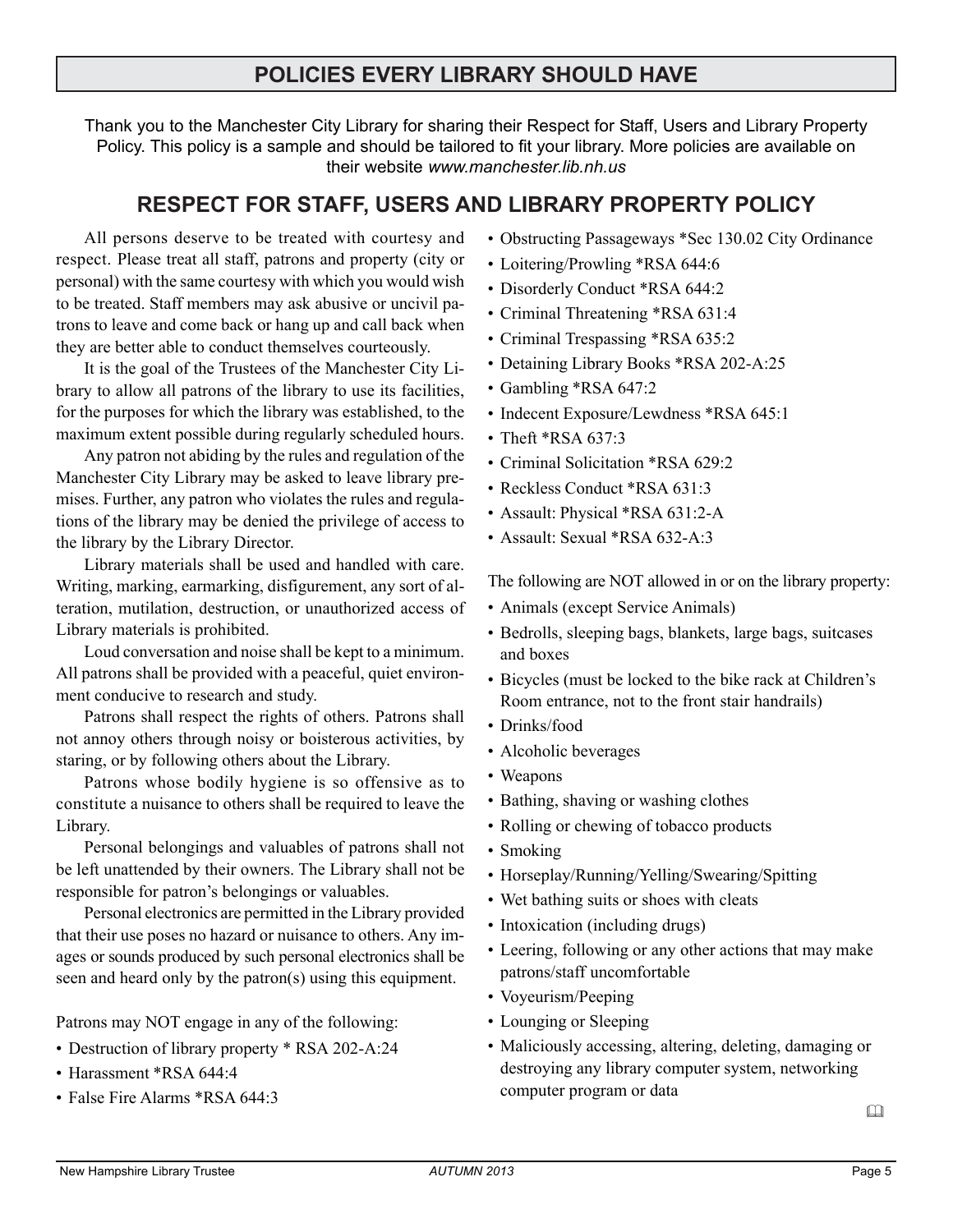# POLICIES EVERY LIBRARY SHOULD HAVE

Thank you to the Manchester City Library for sharing their Respect for Staff, Users and Library Property Policy. This policy is a sample and should be tailored to fit your library. More policies are available on their website *www.manchester.lib.nh.us*

## RESPECT FOR STAFF, USERS AND LIBRARY PROPERTY POLICY

All persons deserve to be treated with courtesy and respect. Please treat all staff, patrons and property (city or personal) with the same courtesy with which you would wish to be treated. Staff members may ask abusive or uncivil patrons to leave and come back or hang up and call back when they are better able to conduct themselves courteously.

It is the goal of the Trustees of the Manchester City Library to allow all patrons of the library to use its facilities, for the purposes for which the library was established, to the maximum extent possible during regularly scheduled hours.

Any patron not abiding by the rules and regulation of the Manchester City Library may be asked to leave library premises. Further, any patron who violates the rules and regulations of the library may be denied the privilege of access to the library by the Library Director.

Library materials shall be used and handled with care. Writing, marking, earmarking, disfigurement, any sort of alteration, mutilation, destruction, or unauthorized access of Library materials is prohibited.

Loud conversation and noise shall be kept to a minimum. All patrons shall be provided with a peaceful, quiet environment conducive to research and study.

Patrons shall respect the rights of others. Patrons shall not annoy others through noisy or boisterous activities, by staring, or by following others about the Library.

Patrons whose bodily hygiene is so offensive as to constitute a nuisance to others shall be required to leave the Library.

Personal belongings and valuables of patrons shall not be left unattended by their owners. The Library shall not be responsible for patron's belongings or valuables.

Personal electronics are permitted in the Library provided that their use poses no hazard or nuisance to others. Any images or sounds produced by such personal electronics shall be seen and heard only by the patron(s) using this equipment.

Patrons may NOT engage in any of the following:

- Destruction of library property * RSA 202-A:24
- Harassment *RSA 644:4
- False Fire Alarms *RSA 644:3
- Obstructing Passageways *Sec 130.02 City Ordinance
- Loitering/Prowling *RSA 644:6
- Disorderly Conduct *RSA 644:2
- Criminal Threatening *RSA 631:4
- Criminal Trespassing *RSA 635:2
- Detaining Library Books *RSA 202-A:25
- Gambling *RSA 647:2
- Indecent Exposure/Lewdness *RSA 645:1
- Theft *RSA 637:3
- Criminal Solicitation *RSA 629:2
- Reckless Conduct *RSA 631:3
- Assault: Physical *RSA 631:2-A
- Assault: Sexual *RSA 632-A:3

The following are NOT allowed in or on the library property:

- Animals (except Service Animals)
- Bedrolls, sleeping bags, blankets, large bags, suitcases and boxes
- Bicycles (must be locked to the bike rack at Children's Room entrance, not to the front stair handrails)
- Drinks/food
- Alcoholic beverages
- Weapons
- Bathing, shaving or washing clothes
- Rolling or chewing of tobacco products
- Smoking
- Horseplay/Running/Yelling/Swearing/Spitting
- Wet bathing suits or shoes with cleats
- Intoxication (including drugs)
- Leering, following or any other actions that may make patrons/staff uncomfortable
- Voyeurism/Peeping
- Lounging or Sleeping
- Maliciously accessing, altering, deleting, damaging or destroying any library computer system, networking computer program or data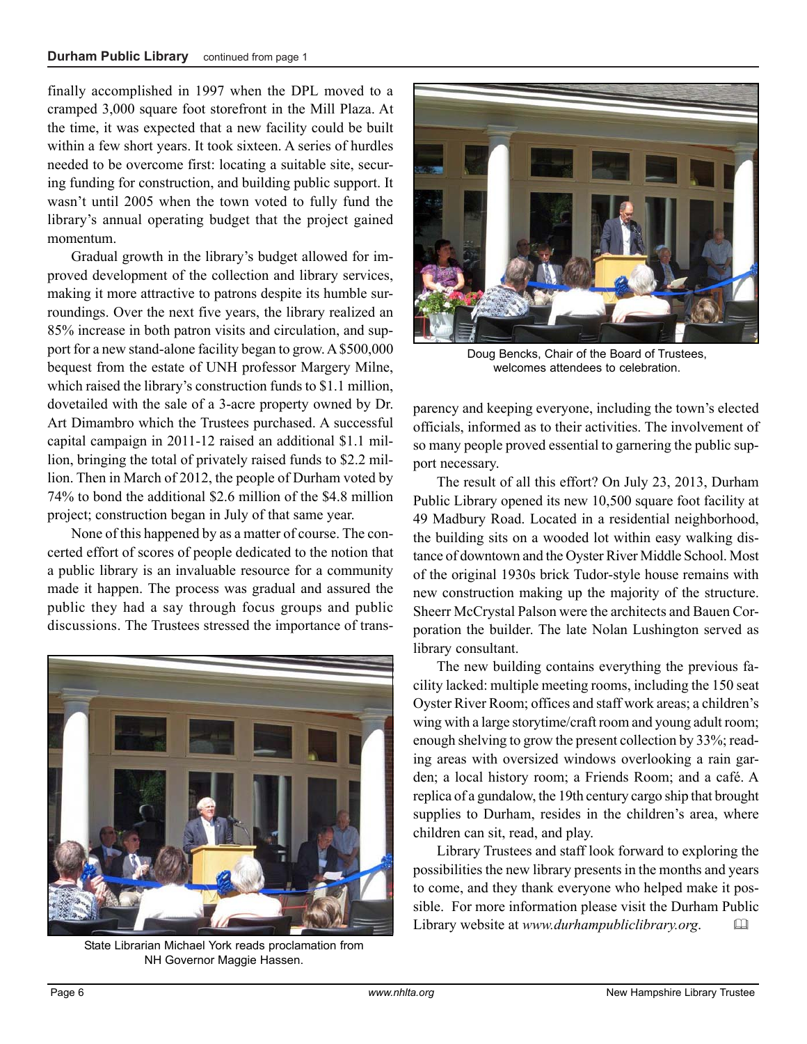finally accomplished in 1997 when the DPL moved to a cramped 3,000 square foot storefront in the Mill Plaza. At the time, it was expected that a new facility could be built within a few short years. It took sixteen. A series of hurdles needed to be overcome first: locating a suitable site, securing funding for construction, and building public support. It wasn't until 2005 when the town voted to fully fund the library's annual operating budget that the project gained momentum.

Gradual growth in the library's budget allowed for improved development of the collection and library services, making it more attractive to patrons despite its humble surroundings. Over the next five years, the library realized an 85% increase in both patron visits and circulation, and support for a new stand-alone facility began to grow. A $500,000 bequest from the estate of UNH professor Margery Milne, which raised the library's construction funds to $1.1 million, dovetailed with the sale of a 3-acre property owned by Dr. Art Dimambro which the Trustees purchased. A successful capital campaign in 2011-12 raised an additional $1.1 million, bringing the total of privately raised funds to $2.2 million. Then in March of 2012, the people of Durham voted by 74% to bond the additional $2.6 million of the $4.8 million project; construction began in July of that same year.

None of this happened by as a matter of course. The concerted effort of scores of people dedicated to the notion that a public library is an invaluable resource for a community made it happen. The process was gradual and assured the public they had a say through focus groups and public discussions. The Trustees stressed the importance of transparency and keeping everyone, including the town's elected officials, informed as to their activities. The involvement of so many people proved essential to garnering the public support necessary.

State Librarian Michael York reads proclamation from NH Governor Maggie Hassen.

Doug Bencks, Chair of the Board of Trustees, welcomes attendees to celebration.

The result of all this effort? On July 23, 2013, Durham Public Library opened its new 10,500 square foot facility at 49 Madbury Road. Located in a residential neighborhood, the building sits on a wooded lot within easy walking distance of downtown and the Oyster River Middle School. Most of the original 1930s brick Tudor-style house remains with new construction making up the majority of the structure. Sheerr McCrystal Palson were the architects and Bauen Corporation the builder. The late Nolan Lushington served as library consultant.

The new building contains everything the previous facility lacked: multiple meeting rooms, including the 150 seat Oyster River Room; offices and staff work areas; a children's wing with a large storytime/craft room and young adult room; enough shelving to grow the present collection by 33%; reading areas with oversized windows overlooking a rain garden; a local history room; a Friends Room; and a café. A replica of a gundalow, the 19th century cargo ship that brought supplies to Durham, resides in the children's area, where children can sit, read, and play.

Library Trustees and staff look forward to exploring the possibilities the new library presents in the months and years to come, and they thank everyone who helped make it possible. For more information please visit the Durham Public Library website at *www.durhampubliclibrary.org*.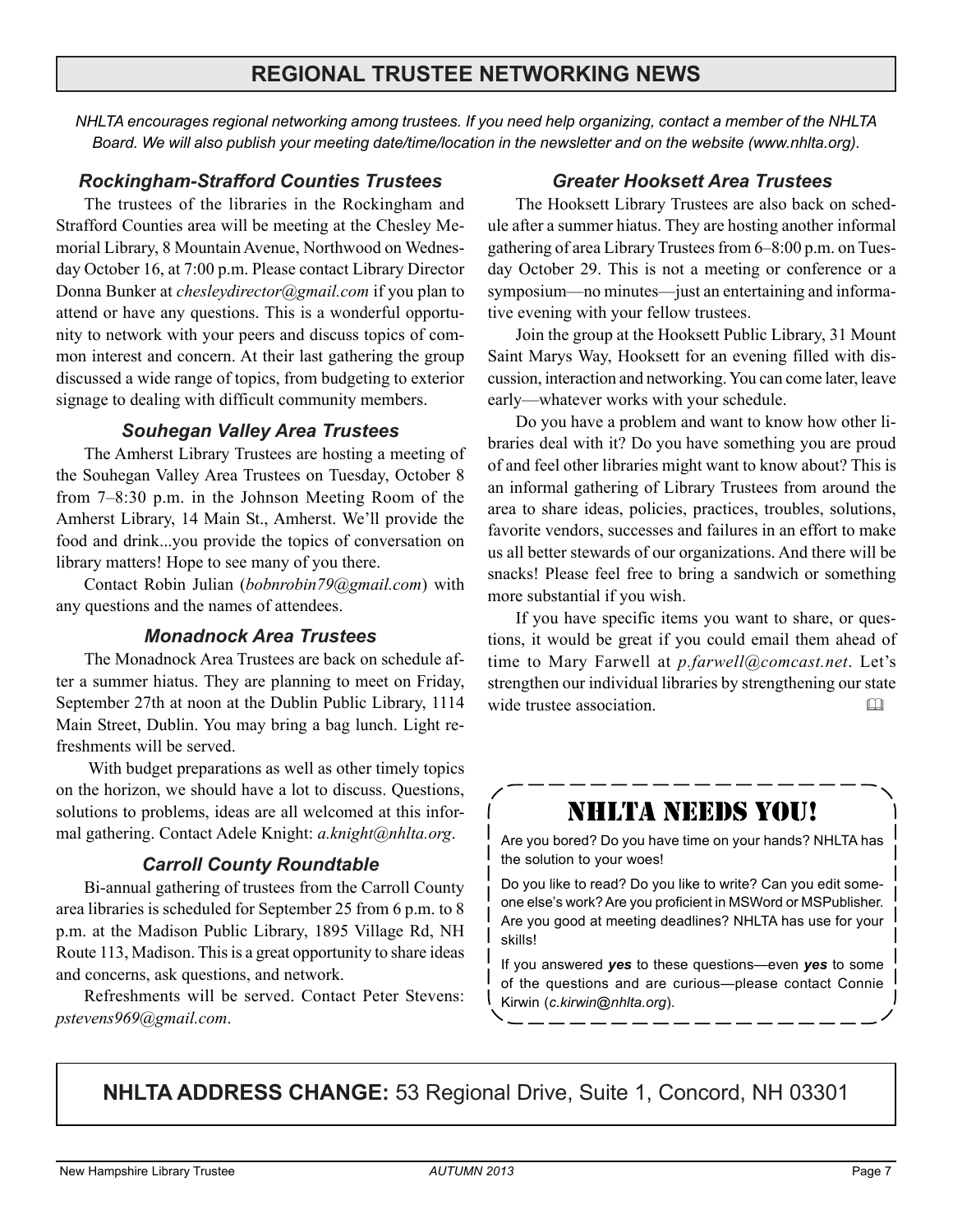## REGIONAL TRUSTEE NETWORKING NEWS

*NHLTA encourages regional networking among trustees. If you need help organizing, contact a member of the NHLTA Board. We will also publish your meeting date/time/location in the newsletter and on the website (www.nhlta.org).*

### Rockingham-Strafford Counties Trustees

The trustees of the libraries in the Rockingham and Strafford Counties area will be meeting at the Chesley Memorial Library, 8 Mountain Avenue, Northwood on Wednesday October 16, at 7:00 p.m. Please contact Library Director Donna Bunker at *chesleydirector@gmail.com* if you plan to attend or have any questions. This is a wonderful opportunity to network with your peers and discuss topics of common interest and concern. At their last gathering the group discussed a wide range of topics, from budgeting to exterior signage to dealing with difficult community members.

### Souhegan Valley Area Trustees

The Amherst Library Trustees are hosting a meeting of the Souhegan Valley Area Trustees on Tuesday, October 8 from 7–8:30 p.m. in the Johnson Meeting Room of the Amherst Library, 14 Main St., Amherst. We'll provide the food and drink...you provide the topics of conversation on library matters! Hope to see many of you there.

Contact Robin Julian (*bobnrobin79@gmail.com*) with any questions and the names of attendees.

### Monadnock Area Trustees

The Monadnock Area Trustees are back on schedule after a summer hiatus. They are planning to meet on Friday, September 27th at noon at the Dublin Public Library, 1114 Main Street, Dublin. You may bring a bag lunch. Light refreshments will be served.

With budget preparations as well as other timely topics on the horizon, we should have a lot to discuss. Questions, solutions to problems, ideas are all welcomed at this informal gathering. Contact Adele Knight: *a.knight@nhlta.org*.

### Carroll County Roundtable

Bi-annual gathering of trustees from the Carroll County area libraries is scheduled for September 25 from 6 p.m. to 8 p.m. at the Madison Public Library, 1895 Village Rd, NH Route 113, Madison. This is a great opportunity to share ideas and concerns, ask questions, and network.

Refreshments will be served. Contact Peter Stevens: *pstevens969@gmail.com*.

### Greater Hooksett Area Trustees

The Hooksett Library Trustees are also back on schedule after a summer hiatus. They are hosting another informal gathering of area Library Trustees from 6–8:00 p.m. on Tuesday October 29. This is not a meeting or conference or a symposium—no minutes—just an entertaining and informative evening with your fellow trustees.

Join the group at the Hooksett Public Library, 31 Mount Saint Marys Way, Hooksett for an evening filled with discussion, interaction and networking. You can come later, leave early—whatever works with your schedule.

Do you have a problem and want to know how other libraries deal with it? Do you have something you are proud of and feel other libraries might want to know about? This is an informal gathering of Library Trustees from around the area to share ideas, policies, practices, troubles, solutions, favorite vendors, successes and failures in an effort to make us all better stewards of our organizations. And there will be snacks! Please feel free to bring a sandwich or something more substantial if you wish.

If you have specific items you want to share, or questions, it would be great if you could email them ahead of time to Mary Farwell at *p.farwell@comcast.net*. Let's strengthen our individual libraries by strengthening our state wide trustee association.

## NHLTA NEEDS YOU!

Are you bored? Do you have time on your hands? NHLTA has the solution to your woes!

Do you like to read? Do you like to write? Can you edit someone else's work? Are you proficient in MSWord or MSPublisher. Are you good at meeting deadlines? NHLTA has use for your skills!

If you answered ***yes*** to these questions—even ***yes*** to some of the questions and are curious—please contact Connie Kirwin (*c.kirwin@nhlta.org*).

**NHLTA ADDRESS CHANGE:** 53 Regional Drive, Suite 1, Concord, NH 03301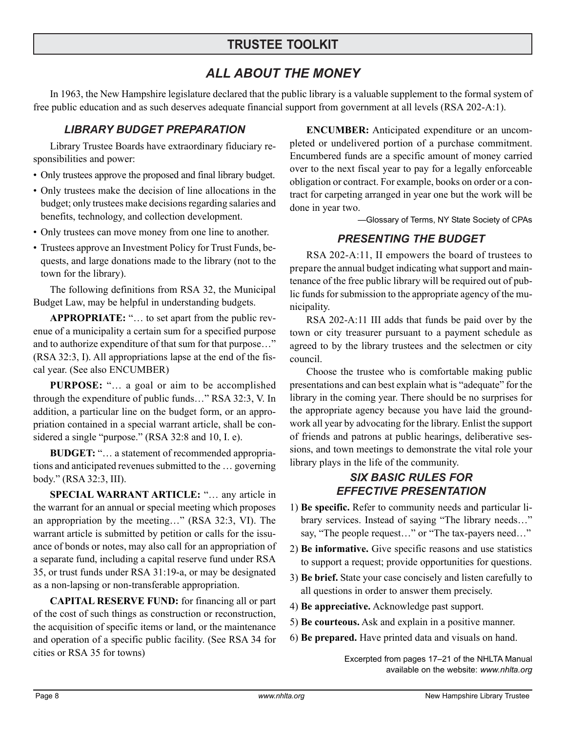# TRUSTEE TOOLKIT

## *ALL ABOUT THE MONEY*

In 1963, the New Hampshire legislature declared that the public library is a valuable supplement to the formal system of free public education and as such deserves adequate financial support from government at all levels (RSA 202-A:1).

### *LIBRARY BUDGET PREPARATION*

Library Trustee Boards have extraordinary fiduciary responsibilities and power:

- Only trustees approve the proposed and final library budget.
- Only trustees make the decision of line allocations in the budget; only trustees make decisions regarding salaries and benefits, technology, and collection development.
- Only trustees can move money from one line to another.
- Trustees approve an Investment Policy for Trust Funds, bequests, and large donations made to the library (not to the town for the library).

The following definitions from RSA 32, the Municipal Budget Law, may be helpful in understanding budgets.

**APPROPRIATE:** "… to set apart from the public revenue of a municipality a certain sum for a specified purpose and to authorize expenditure of that sum for that purpose…" (RSA 32:3, I). All appropriations lapse at the end of the fiscal year. (See also ENCUMBER)

**PURPOSE:** "… a goal or aim to be accomplished through the expenditure of public funds…" RSA 32:3, V. In addition, a particular line on the budget form, or an appropriation contained in a special warrant article, shall be considered a single "purpose." (RSA 32:8 and 10, I. e).

**BUDGET:** "… a statement of recommended appropriations and anticipated revenues submitted to the … governing body." (RSA 32:3, III).

**SPECIAL WARRANT ARTICLE:** "… any article in the warrant for an annual or special meeting which proposes an appropriation by the meeting…" (RSA 32:3, VI). The warrant article is submitted by petition or calls for the issuance of bonds or notes, may also call for an appropriation of a separate fund, including a capital reserve fund under RSA 35, or trust funds under RSA 31:19-a, or may be designated as a non-lapsing or non-transferable appropriation.

**CAPITAL RESERVE FUND:** for financing all or part of the cost of such things as construction or reconstruction, the acquisition of specific items or land, or the maintenance and operation of a specific public facility. (See RSA 34 for cities or RSA 35 for towns)

**ENCUMBER:** Anticipated expenditure or an uncompleted or undelivered portion of a purchase commitment. Encumbered funds are a specific amount of money carried over to the next fiscal year to pay for a legally enforceable obligation or contract. For example, books on order or a contract for carpeting arranged in year one but the work will be done in year two.

—Glossary of Terms, NY State Society of CPAs

### *PRESENTING THE BUDGET*

RSA 202-A:11, II empowers the board of trustees to prepare the annual budget indicating what support and maintenance of the free public library will be required out of public funds for submission to the appropriate agency of the municipality.

RSA 202-A:11 III adds that funds be paid over by the town or city treasurer pursuant to a payment schedule as agreed to by the library trustees and the selectmen or city council.

Choose the trustee who is comfortable making public presentations and can best explain what is "adequate" for the library in the coming year. There should be no surprises for the appropriate agency because you have laid the groundwork all year by advocating for the library. Enlist the support of friends and patrons at public hearings, deliberative sessions, and town meetings to demonstrate the vital role your library plays in the life of the community.

### *SIX BASIC RULES FOR EFFECTIVE PRESENTATION*

1) **Be specific.** Refer to community needs and particular library services. Instead of saying "The library needs…" say, "The people request…" or "The tax-payers need…"
2) **Be informative.** Give specific reasons and use statistics to support a request; provide opportunities for questions.
3) **Be brief.** State your case concisely and listen carefully to all questions in order to answer them precisely.
4) **Be appreciative.** Acknowledge past support.
5) **Be courteous.** Ask and explain in a positive manner.
6) **Be prepared.** Have printed data and visuals on hand.

Excerpted from pages 17–21 of the NHLTA Manual available on the website: *www.nhlta.org*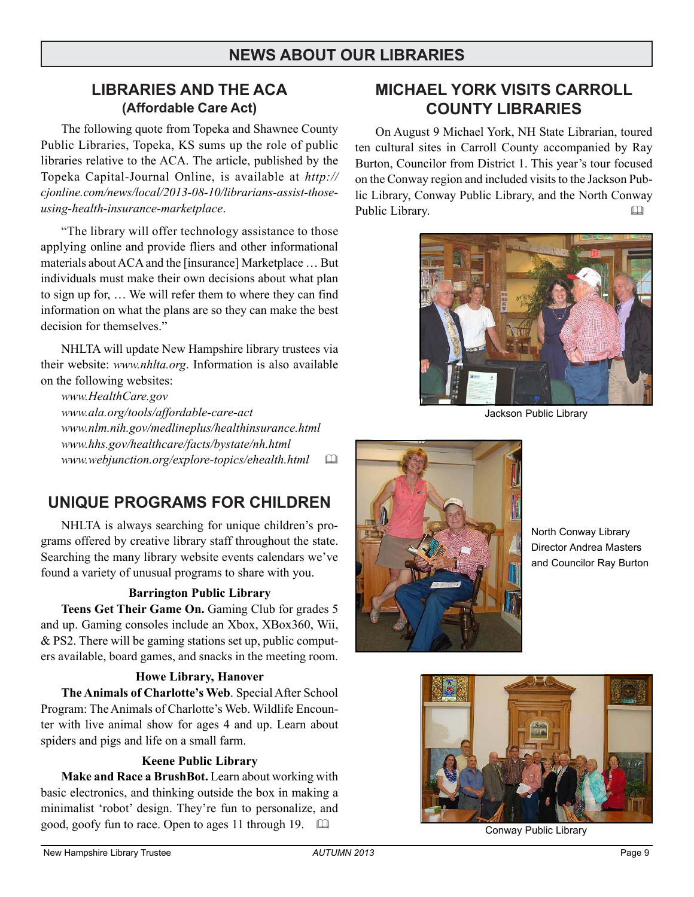## NEWS ABOUT OUR LIBRARIES

### LIBRARIES AND THE ACA
#### (Affordable Care Act)

The following quote from Topeka and Shawnee County Public Libraries, Topeka, KS sums up the role of public libraries relative to the ACA. The article, published by the Topeka Capital-Journal Online, is available at *http://cjonline.com/news/local/2013-08-10/librarians-assist-those-using-health-insurance-marketplace*.

"The library will offer technology assistance to those applying online and provide fliers and other informational materials about ACA and the [insurance] Marketplace … But individuals must make their own decisions about what plan to sign up for, … We will refer them to where they can find information on what the plans are so they can make the best decision for themselves."

NHLTA will update New Hampshire library trustees via their website: *www.nhlta.org*. Information is also available on the following websites:

*www.HealthCare.gov*
*www.ala.org/tools/affordable-care-act*
*www.nlm.nih.gov/medlineplus/healthinsurance.html*
*www.hhs.gov/healthcare/facts/bystate/nh.html*
*www.webjunction.org/explore-topics/ehealth.html*

### UNIQUE PROGRAMS FOR CHILDREN

NHLTA is always searching for unique children's programs offered by creative library staff throughout the state. Searching the many library website events calendars we've found a variety of unusual programs to share with you.

**Barrington Public Library**

**Teens Get Their Game On.** Gaming Club for grades 5 and up. Gaming consoles include an Xbox, XBox360, Wii, & PS2. There will be gaming stations set up, public computers available, board games, and snacks in the meeting room.

**Howe Library, Hanover**

**The Animals of Charlotte's Web**. Special After School Program: The Animals of Charlotte's Web. Wildlife Encounter with live animal show for ages 4 and up. Learn about spiders and pigs and life on a small farm.

**Keene Public Library**

**Make and Race a BrushBot.** Learn about working with basic electronics, and thinking outside the box in making a minimalist 'robot' design. They're fun to personalize, and good, goofy fun to race. Open to ages 11 through 19.

### MICHAEL YORK VISITS CARROLL COUNTY LIBRARIES

On August 9 Michael York, NH State Librarian, toured ten cultural sites in Carroll County accompanied by Ray Burton, Councilor from District 1. This year's tour focused on the Conway region and included visits to the Jackson Public Library, Conway Public Library, and the North Conway Public Library.

Jackson Public Library

North Conway Library Director Andrea Masters and Councilor Ray Burton

Conway Public Library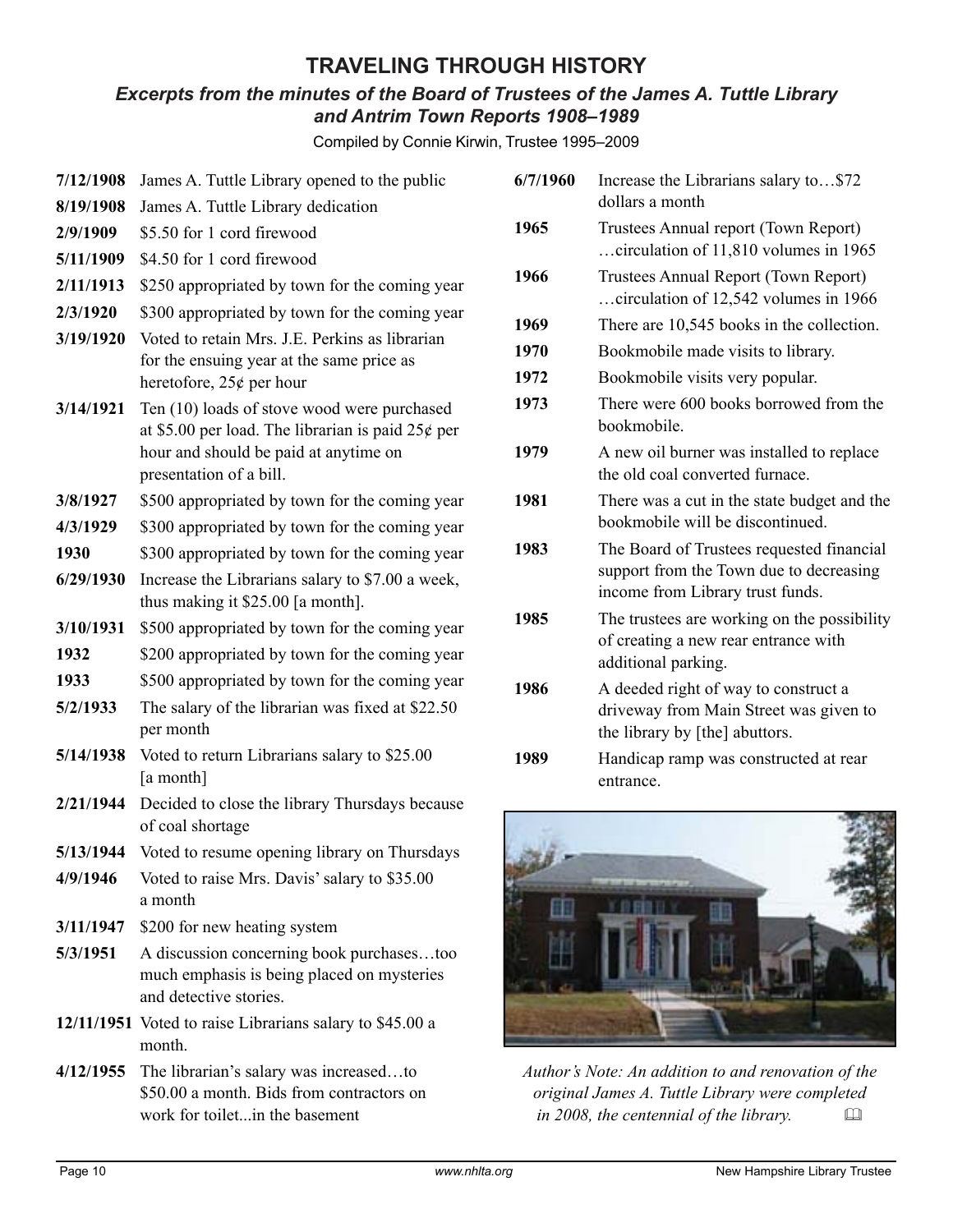# TRAVELING THROUGH HISTORY

## *Excerpts from the minutes of the Board of Trustees of the James A. Tuttle Library and Antrim Town Reports 1908–1989*

Compiled by Connie Kirwin, Trustee 1995–2009

| | |
|---|---|
| **7/12/1908** | James A. Tuttle Library opened to the public |
| **8/19/1908** | James A. Tuttle Library dedication |
| **2/9/1909** | $5.50 for 1 cord firewood |
| **5/11/1909** | $4.50 for 1 cord firewood |
| **2/11/1913** | $250 appropriated by town for the coming year |
| **2/3/1920** | $300 appropriated by town for the coming year |
| **3/19/1920** | Voted to retain Mrs. J.E. Perkins as librarian for the ensuing year at the same price as heretofore, 25¢ per hour |
| **3/14/1921** | Ten (10) loads of stove wood were purchased at $5.00 per load. The librarian is paid 25¢ per hour and should be paid at anytime on presentation of a bill. |
| **3/8/1927** | $500 appropriated by town for the coming year |
| **4/3/1929** | $300 appropriated by town for the coming year |
| **1930** | $300 appropriated by town for the coming year |
| **6/29/1930** | Increase the Librarians salary to $7.00 a week, thus making it $25.00 [a month]. |
| **3/10/1931** | $500 appropriated by town for the coming year |
| **1932** | $200 appropriated by town for the coming year |
| **1933** | $500 appropriated by town for the coming year |
| **5/2/1933** | The salary of the librarian was fixed at $22.50 per month |
| **5/14/1938** | Voted to return Librarians salary to $25.00 [a month] |
| **2/21/1944** | Decided to close the library Thursdays because of coal shortage |
| **5/13/1944** | Voted to resume opening library on Thursdays |
| **4/9/1946** | Voted to raise Mrs. Davis' salary to $35.00 a month |
| **3/11/1947** | $200 for new heating system |
| **5/3/1951** | A discussion concerning book purchases…too much emphasis is being placed on mysteries and detective stories. |
| **12/11/1951** | Voted to raise Librarians salary to $45.00 a month. |
| **4/12/1955** | The librarian's salary was increased…to $50.00 a month. Bids from contractors on work for toilet...in the basement |
| **6/7/1960** | Increase the Librarians salary to…$72 dollars a month |
| **1965** | Trustees Annual report (Town Report) …circulation of 11,810 volumes in 1965 |
| **1966** | Trustees Annual Report (Town Report) …circulation of 12,542 volumes in 1966 |
| **1969** | There are 10,545 books in the collection. |
| **1970** | Bookmobile made visits to library. |
| **1972** | Bookmobile visits very popular. |
| **1973** | There were 600 books borrowed from the bookmobile. |
| **1979** | A new oil burner was installed to replace the old coal converted furnace. |
| **1981** | There was a cut in the state budget and the bookmobile will be discontinued. |
| **1983** | The Board of Trustees requested financial support from the Town due to decreasing income from Library trust funds. |
| **1985** | The trustees are working on the possibility of creating a new rear entrance with additional parking. |
| **1986** | A deeded right of way to construct a driveway from Main Street was given to the library by [the] abuttors. |
| **1989** | Handicap ramp was constructed at rear entrance. |

*Author's Note: An addition to and renovation of the original James A. Tuttle Library were completed in 2008, the centennial of the library.*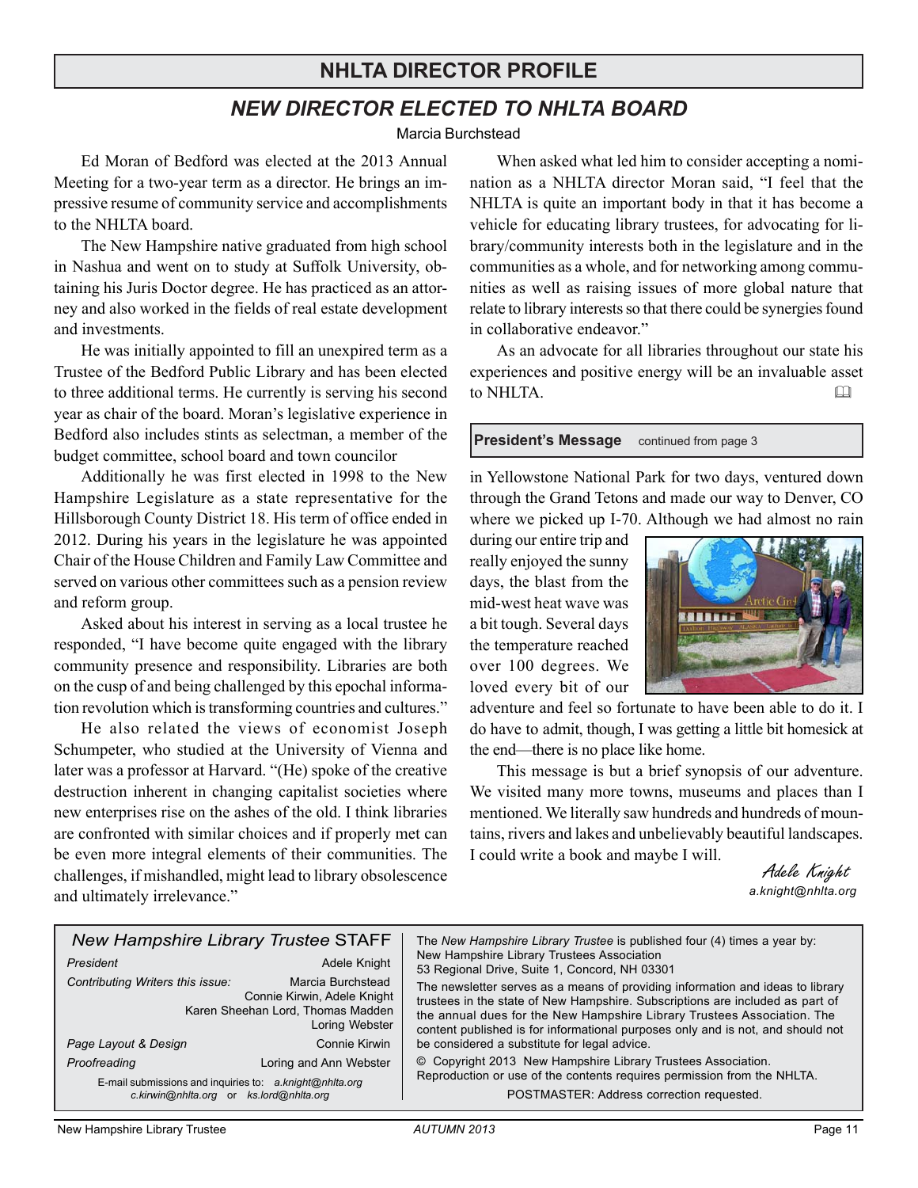## NHLTA DIRECTOR PROFILE

### *NEW DIRECTOR ELECTED TO NHLTA BOARD*

Marcia Burchstead

Ed Moran of Bedford was elected at the 2013 Annual Meeting for a two-year term as a director. He brings an impressive resume of community service and accomplishments to the NHLTA board.

The New Hampshire native graduated from high school in Nashua and went on to study at Suffolk University, obtaining his Juris Doctor degree. He has practiced as an attorney and also worked in the fields of real estate development and investments.

He was initially appointed to fill an unexpired term as a Trustee of the Bedford Public Library and has been elected to three additional terms. He currently is serving his second year as chair of the board. Moran's legislative experience in Bedford also includes stints as selectman, a member of the budget committee, school board and town councilor

Additionally he was first elected in 1998 to the New Hampshire Legislature as a state representative for the Hillsborough County District 18. His term of office ended in 2012. During his years in the legislature he was appointed Chair of the House Children and Family Law Committee and served on various other committees such as a pension review and reform group.

Asked about his interest in serving as a local trustee he responded, "I have become quite engaged with the library community presence and responsibility. Libraries are both on the cusp of and being challenged by this epochal information revolution which is transforming countries and cultures."

He also related the views of economist Joseph Schumpeter, who studied at the University of Vienna and later was a professor at Harvard. "(He) spoke of the creative destruction inherent in changing capitalist societies where new enterprises rise on the ashes of the old. I think libraries are confronted with similar choices and if properly met can be even more integral elements of their communities. The challenges, if mishandled, might lead to library obsolescence and ultimately irrelevance."

When asked what led him to consider accepting a nomination as a NHLTA director Moran said, "I feel that the NHLTA is quite an important body in that it has become a vehicle for educating library trustees, for advocating for library/community interests both in the legislature and in the communities as a whole, and for networking among communities as well as raising issues of more global nature that relate to library interests so that there could be synergies found in collaborative endeavor."

As an advocate for all libraries throughout our state his experiences and positive energy will be an invaluable asset to NHLTA.

**President's Message** continued from page 3

in Yellowstone National Park for two days, ventured down through the Grand Tetons and made our way to Denver, CO where we picked up I-70. Although we had almost no rain during our entire trip and really enjoyed the sunny days, the blast from the mid-west heat wave was a bit tough. Several days the temperature reached over 100 degrees. We loved every bit of our adventure and feel so fortunate to have been able to do it. I do have to admit, though, I was getting a little bit homesick at the end—there is no place like home.

This message is but a brief synopsis of our adventure. We visited many more towns, museums and places than I mentioned. We literally saw hundreds and hundreds of mountains, rivers and lakes and unbelievably beautiful landscapes. I could write a book and maybe I will.

*Adele Knight*
*a.knight@nhlta.org*

---

### *New Hampshire Library Trustee* STAFF

| | |
|---|---|
| *President* | Adele Knight |
| *Contributing Writers this issue:* | Marcia Burchstead, Connie Kirwin, Adele Knight, Karen Sheehan Lord, Thomas Madden, Loring Webster |
| *Page Layout & Design* | Connie Kirwin |
| *Proofreading* | Loring and Ann Webster |

E-mail submissions and inquiries to: *a.knight@nhlta.org*
*c.kirwin@nhlta.org* or *ks.lord@nhlta.org*

The *New Hampshire Library Trustee* is published four (4) times a year by:
New Hampshire Library Trustees Association
53 Regional Drive, Suite 1, Concord, NH 03301

The newsletter serves as a means of providing information and ideas to library trustees in the state of New Hampshire. Subscriptions are included as part of the annual dues for the New Hampshire Library Trustees Association. The content published is for informational purposes only and is not, and should not be considered a substitute for legal advice.

© Copyright 2013 New Hampshire Library Trustees Association.
Reproduction or use of the contents requires permission from the NHLTA.

POSTMASTER: Address correction requested.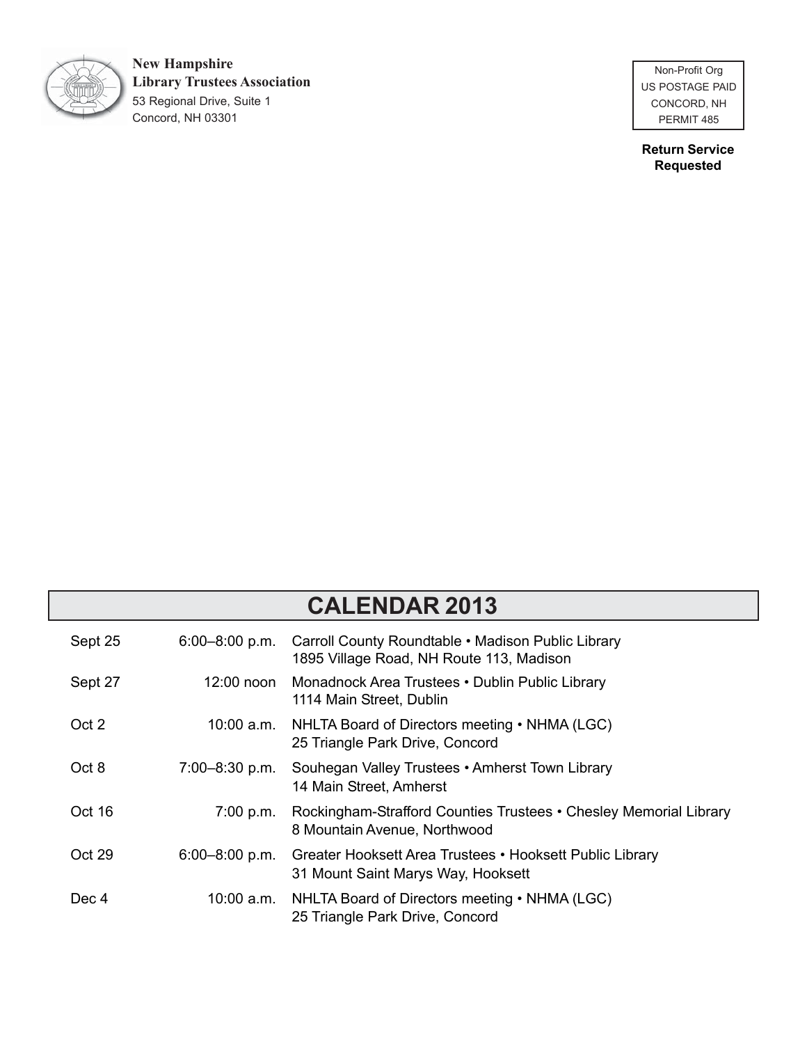**New Hampshire**
**Library Trustees Association**
53 Regional Drive, Suite 1
Concord, NH 03301

Non-Profit Org
US POSTAGE PAID
CONCORD, NH
PERMIT 485

**Return Service Requested**

# CALENDAR 2013

| | | |
|---|---|---|
| Sept 25 | 6:00–8:00 p.m. | Carroll County Roundtable • Madison Public Library<br>1895 Village Road, NH Route 113, Madison |
| Sept 27 | 12:00 noon | Monadnock Area Trustees • Dublin Public Library<br>1114 Main Street, Dublin |
| Oct 2 | 10:00 a.m. | NHLTA Board of Directors meeting • NHMA (LGC)<br>25 Triangle Park Drive, Concord |
| Oct 8 | 7:00–8:30 p.m. | Souhegan Valley Trustees • Amherst Town Library<br>14 Main Street, Amherst |
| Oct 16 | 7:00 p.m. | Rockingham-Strafford Counties Trustees • Chesley Memorial Library<br>8 Mountain Avenue, Northwood |
| Oct 29 | 6:00–8:00 p.m. | Greater Hooksett Area Trustees • Hooksett Public Library<br>31 Mount Saint Marys Way, Hooksett |
| Dec 4 | 10:00 a.m. | NHLTA Board of Directors meeting • NHMA (LGC)<br>25 Triangle Park Drive, Concord |